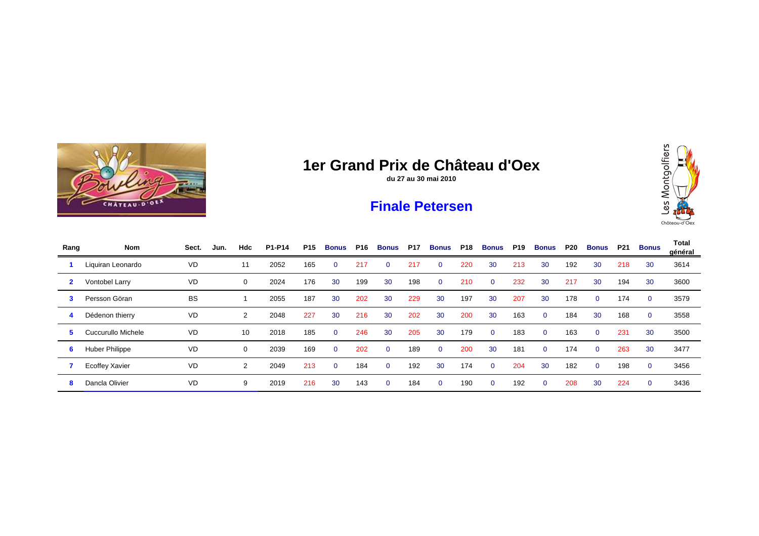# 1er Grand Prix de Château d'Oex

**du 27 au 30 mai 2010**

## Finale Petersen

| Rang | Nom | Sect. | Jun. | Hdc | P1-P14 | P15 | Bonus | P16 | Bonus | P17 | Bonus | P18 | Bonus | P19 | Bonus | P20 | Bonus | P21 | Bonus | Total général |
|---|---|---|---|---|---|---|---|---|---|---|---|---|---|---|---|---|---|---|---|---|
| 1 | Liquiran Leonardo | VD | | 11 | 2052 | 165 | 0 | 217 | 0 | 217 | 0 | 220 | 30 | 213 | 30 | 192 | 30 | 218 | 30 | 3614 |
| 2 | Vontobel Larry | VD | | 0 | 2024 | 176 | 30 | 199 | 30 | 198 | 0 | 210 | 0 | 232 | 30 | 217 | 30 | 194 | 30 | 3600 |
| 3 | Persson Göran | BS | | 1 | 2055 | 187 | 30 | 202 | 30 | 229 | 30 | 197 | 30 | 207 | 30 | 178 | 0 | 174 | 0 | 3579 |
| 4 | Dédenon thierry | VD | | 2 | 2048 | 227 | 30 | 216 | 30 | 202 | 30 | 200 | 30 | 163 | 0 | 184 | 30 | 168 | 0 | 3558 |
| 5 | Cuccurullo Michele | VD | | 10 | 2018 | 185 | 0 | 246 | 30 | 205 | 30 | 179 | 0 | 183 | 0 | 163 | 0 | 231 | 30 | 3500 |
| 6 | Huber Philippe | VD | | 0 | 2039 | 169 | 0 | 202 | 0 | 189 | 0 | 200 | 30 | 181 | 0 | 174 | 0 | 263 | 30 | 3477 |
| 7 | Ecoffey Xavier | VD | | 2 | 2049 | 213 | 0 | 184 | 0 | 192 | 30 | 174 | 0 | 204 | 30 | 182 | 0 | 198 | 0 | 3456 |
| 8 | Dancla Olivier | VD | | 9 | 2019 | 216 | 30 | 143 | 0 | 184 | 0 | 190 | 0 | 192 | 0 | 208 | 30 | 224 | 0 | 3436 |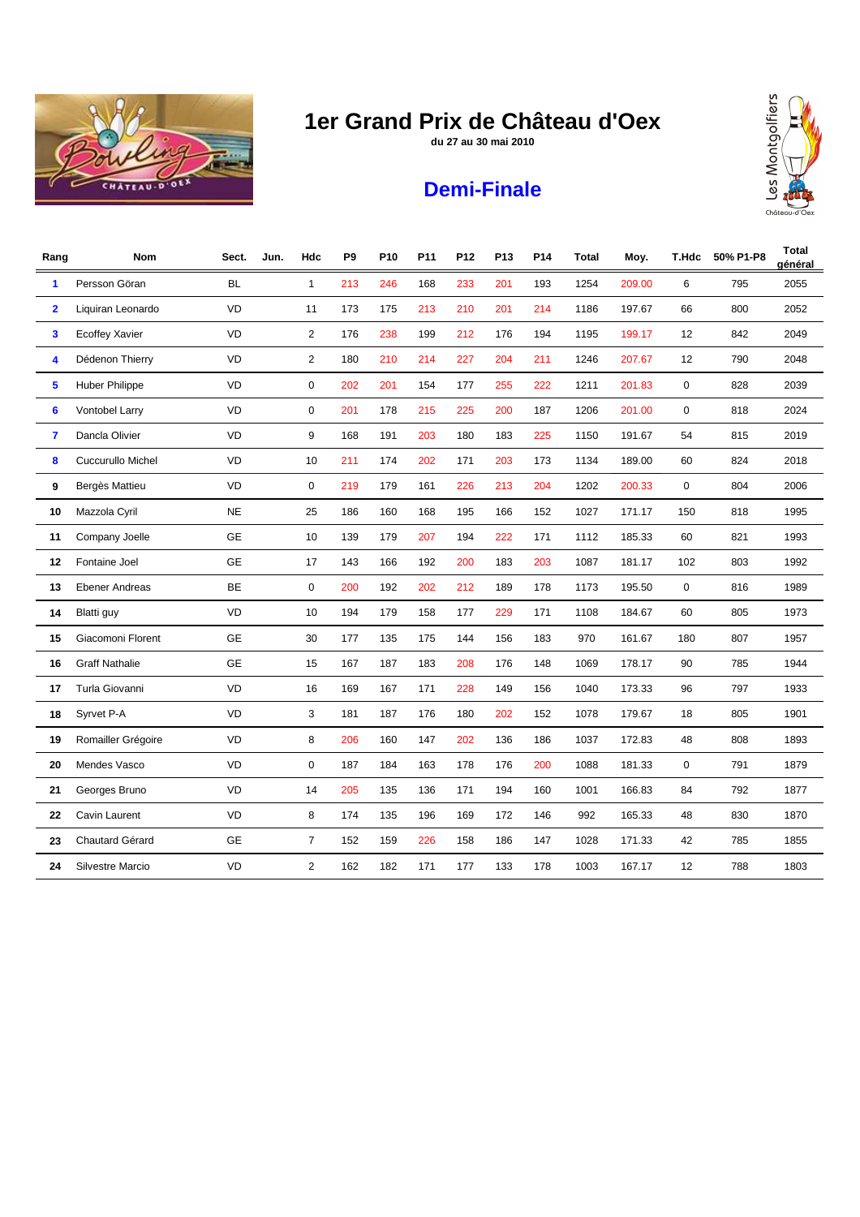# 1er Grand Prix de Château d'Oex

du 27 au 30 mai 2010

## Demi-Finale

| Rang | Nom | Sect. | Jun. | Hdc | P9 | P10 | P11 | P12 | P13 | P14 | Total | Moy. | T.Hdc | 50% P1-P8 | Total général |
|---|---|---|---|---|---|---|---|---|---|---|---|---|---|---|---|
| 1 | Persson Göran | BL | | 1 | 213 | 246 | 168 | 233 | 201 | 193 | 1254 | 209.00 | 6 | 795 | 2055 |
| 2 | Liquiran Leonardo | VD | | 11 | 173 | 175 | 213 | 210 | 201 | 214 | 1186 | 197.67 | 66 | 800 | 2052 |
| 3 | Ecoffey Xavier | VD | | 2 | 176 | 238 | 199 | 212 | 176 | 194 | 1195 | 199.17 | 12 | 842 | 2049 |
| 4 | Dédenon Thierry | VD | | 2 | 180 | 210 | 214 | 227 | 204 | 211 | 1246 | 207.67 | 12 | 790 | 2048 |
| 5 | Huber Philippe | VD | | 0 | 202 | 201 | 154 | 177 | 255 | 222 | 1211 | 201.83 | 0 | 828 | 2039 |
| 6 | Vontobel Larry | VD | | 0 | 201 | 178 | 215 | 225 | 200 | 187 | 1206 | 201.00 | 0 | 818 | 2024 |
| 7 | Dancla Olivier | VD | | 9 | 168 | 191 | 203 | 180 | 183 | 225 | 1150 | 191.67 | 54 | 815 | 2019 |
| 8 | Cuccurullo Michel | VD | | 10 | 211 | 174 | 202 | 171 | 203 | 173 | 1134 | 189.00 | 60 | 824 | 2018 |
| 9 | Bergès Mattieu | VD | | 0 | 219 | 179 | 161 | 226 | 213 | 204 | 1202 | 200.33 | 0 | 804 | 2006 |
| 10 | Mazzola Cyril | NE | | 25 | 186 | 160 | 168 | 195 | 166 | 152 | 1027 | 171.17 | 150 | 818 | 1995 |
| 11 | Company Joelle | GE | | 10 | 139 | 179 | 207 | 194 | 222 | 171 | 1112 | 185.33 | 60 | 821 | 1993 |
| 12 | Fontaine Joel | GE | | 17 | 143 | 166 | 192 | 200 | 183 | 203 | 1087 | 181.17 | 102 | 803 | 1992 |
| 13 | Ebener Andreas | BE | | 0 | 200 | 192 | 202 | 212 | 189 | 178 | 1173 | 195.50 | 0 | 816 | 1989 |
| 14 | Blatti guy | VD | | 10 | 194 | 179 | 158 | 177 | 229 | 171 | 1108 | 184.67 | 60 | 805 | 1973 |
| 15 | Giacomoni Florent | GE | | 30 | 177 | 135 | 175 | 144 | 156 | 183 | 970 | 161.67 | 180 | 807 | 1957 |
| 16 | Graff Nathalie | GE | | 15 | 167 | 187 | 183 | 208 | 176 | 148 | 1069 | 178.17 | 90 | 785 | 1944 |
| 17 | Turla Giovanni | VD | | 16 | 169 | 167 | 171 | 228 | 149 | 156 | 1040 | 173.33 | 96 | 797 | 1933 |
| 18 | Syrvet P-A | VD | | 3 | 181 | 187 | 176 | 180 | 202 | 152 | 1078 | 179.67 | 18 | 805 | 1901 |
| 19 | Romailler Grégoire | VD | | 8 | 206 | 160 | 147 | 202 | 136 | 186 | 1037 | 172.83 | 48 | 808 | 1893 |
| 20 | Mendes Vasco | VD | | 0 | 187 | 184 | 163 | 178 | 176 | 200 | 1088 | 181.33 | 0 | 791 | 1879 |
| 21 | Georges Bruno | VD | | 14 | 205 | 135 | 136 | 171 | 194 | 160 | 1001 | 166.83 | 84 | 792 | 1877 |
| 22 | Cavin Laurent | VD | | 8 | 174 | 135 | 196 | 169 | 172 | 146 | 992 | 165.33 | 48 | 830 | 1870 |
| 23 | Chautard Gérard | GE | | 7 | 152 | 159 | 226 | 158 | 186 | 147 | 1028 | 171.33 | 42 | 785 | 1855 |
| 24 | Silvestre Marcio | VD | | 2 | 162 | 182 | 171 | 177 | 133 | 178 | 1003 | 167.17 | 12 | 788 | 1803 |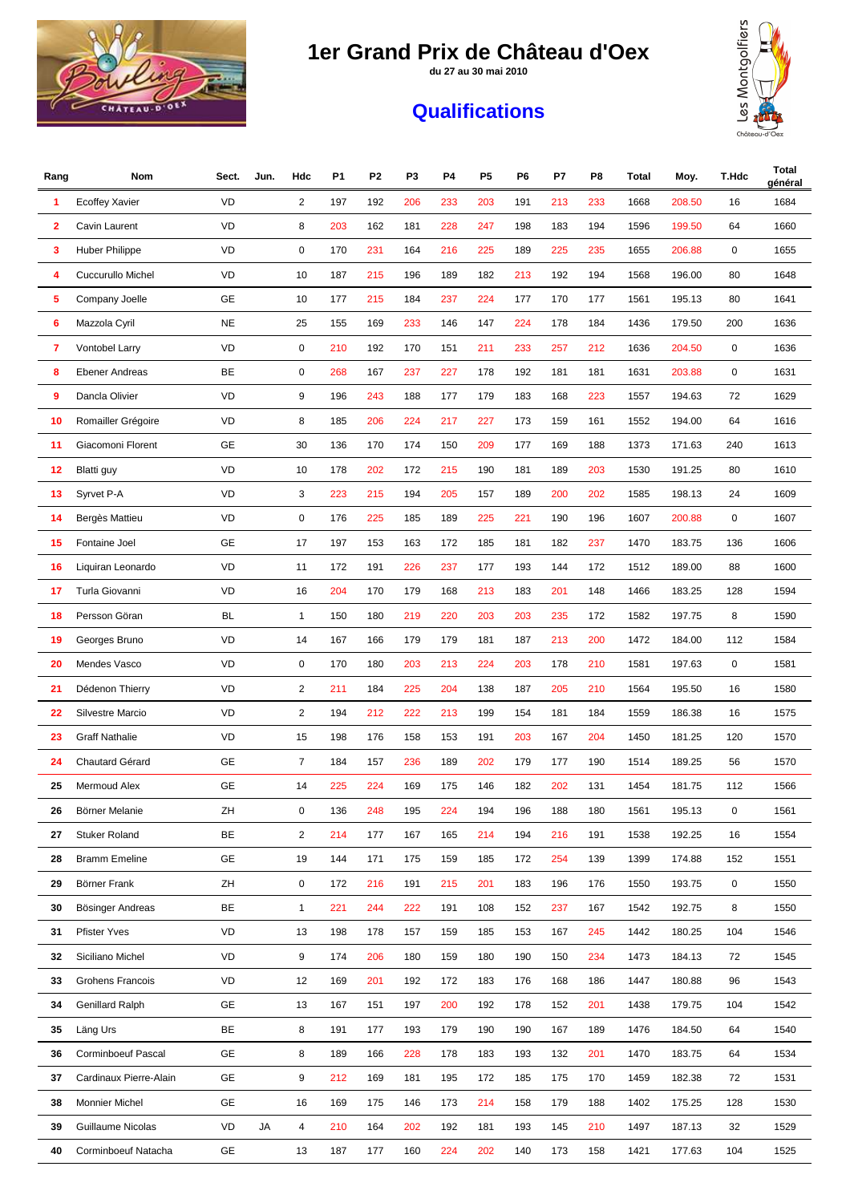# 1er Grand Prix de Château d'Oex

**du 27 au 30 mai 2010**

## Qualifications

| Rang | Nom | Sect. | Jun. | Hdc | P1 | P2 | P3 | P4 | P5 | P6 | P7 | P8 | Total | Moy. | T.Hdc | Total général |
|---|---|---|---|---|---|---|---|---|---|---|---|---|---|---|---|---|
| 1 | Ecoffey Xavier | VD | | 2 | 197 | 192 | 206 | 233 | 203 | 191 | 213 | 233 | 1668 | 208.50 | 16 | 1684 |
| 2 | Cavin Laurent | VD | | 8 | 203 | 162 | 181 | 228 | 247 | 198 | 183 | 194 | 1596 | 199.50 | 64 | 1660 |
| 3 | Huber Philippe | VD | | 0 | 170 | 231 | 164 | 216 | 225 | 189 | 225 | 235 | 1655 | 206.88 | 0 | 1655 |
| 4 | Cuccurullo Michel | VD | | 10 | 187 | 215 | 196 | 189 | 182 | 213 | 192 | 194 | 1568 | 196.00 | 80 | 1648 |
| 5 | Company Joelle | GE | | 10 | 177 | 215 | 184 | 237 | 224 | 177 | 170 | 177 | 1561 | 195.13 | 80 | 1641 |
| 6 | Mazzola Cyril | NE | | 25 | 155 | 169 | 233 | 146 | 147 | 224 | 178 | 184 | 1436 | 179.50 | 200 | 1636 |
| 7 | Vontobel Larry | VD | | 0 | 210 | 192 | 170 | 151 | 211 | 233 | 257 | 212 | 1636 | 204.50 | 0 | 1636 |
| 8 | Ebener Andreas | BE | | 0 | 268 | 167 | 237 | 227 | 178 | 192 | 181 | 181 | 1631 | 203.88 | 0 | 1631 |
| 9 | Dancla Olivier | VD | | 9 | 196 | 243 | 188 | 177 | 179 | 183 | 168 | 223 | 1557 | 194.63 | 72 | 1629 |
| 10 | Romailler Grégoire | VD | | 8 | 185 | 206 | 224 | 217 | 227 | 173 | 159 | 161 | 1552 | 194.00 | 64 | 1616 |
| 11 | Giacomoni Florent | GE | | 30 | 136 | 170 | 174 | 150 | 209 | 177 | 169 | 188 | 1373 | 171.63 | 240 | 1613 |
| 12 | Blatti guy | VD | | 10 | 178 | 202 | 172 | 215 | 190 | 181 | 189 | 203 | 1530 | 191.25 | 80 | 1610 |
| 13 | Syrvet P-A | VD | | 3 | 223 | 215 | 194 | 205 | 157 | 189 | 200 | 202 | 1585 | 198.13 | 24 | 1609 |
| 14 | Bergès Mattieu | VD | | 0 | 176 | 225 | 185 | 189 | 225 | 221 | 190 | 196 | 1607 | 200.88 | 0 | 1607 |
| 15 | Fontaine Joel | GE | | 17 | 197 | 153 | 163 | 172 | 185 | 181 | 182 | 237 | 1470 | 183.75 | 136 | 1606 |
| 16 | Liquiran Leonardo | VD | | 11 | 172 | 191 | 226 | 237 | 177 | 193 | 144 | 172 | 1512 | 189.00 | 88 | 1600 |
| 17 | Turla Giovanni | VD | | 16 | 204 | 170 | 179 | 168 | 213 | 183 | 201 | 148 | 1466 | 183.25 | 128 | 1594 |
| 18 | Persson Göran | BL | | 1 | 150 | 180 | 219 | 220 | 203 | 203 | 235 | 172 | 1582 | 197.75 | 8 | 1590 |
| 19 | Georges Bruno | VD | | 14 | 167 | 166 | 179 | 179 | 181 | 187 | 213 | 200 | 1472 | 184.00 | 112 | 1584 |
| 20 | Mendes Vasco | VD | | 0 | 170 | 180 | 203 | 213 | 224 | 203 | 178 | 210 | 1581 | 197.63 | 0 | 1581 |
| 21 | Dédenon Thierry | VD | | 2 | 211 | 184 | 225 | 204 | 138 | 187 | 205 | 210 | 1564 | 195.50 | 16 | 1580 |
| 22 | Silvestre Marcio | VD | | 2 | 194 | 212 | 222 | 213 | 199 | 154 | 181 | 184 | 1559 | 186.38 | 16 | 1575 |
| 23 | Graff Nathalie | VD | | 15 | 198 | 176 | 158 | 153 | 191 | 203 | 167 | 204 | 1450 | 181.25 | 120 | 1570 |
| 24 | Chautard Gérard | GE | | 7 | 184 | 157 | 236 | 189 | 202 | 179 | 177 | 190 | 1514 | 189.25 | 56 | 1570 |
| 25 | Mermoud Alex | GE | | 14 | 225 | 224 | 169 | 175 | 146 | 182 | 202 | 131 | 1454 | 181.75 | 112 | 1566 |
| 26 | Börner Melanie | ZH | | 0 | 136 | 248 | 195 | 224 | 194 | 196 | 188 | 180 | 1561 | 195.13 | 0 | 1561 |
| 27 | Stuker Roland | BE | | 2 | 214 | 177 | 167 | 165 | 214 | 194 | 216 | 191 | 1538 | 192.25 | 16 | 1554 |
| 28 | Bramm Emeline | GE | | 19 | 144 | 171 | 175 | 159 | 185 | 172 | 254 | 139 | 1399 | 174.88 | 152 | 1551 |
| 29 | Börner Frank | ZH | | 0 | 172 | 216 | 191 | 215 | 201 | 183 | 196 | 176 | 1550 | 193.75 | 0 | 1550 |
| 30 | Bösinger Andreas | BE | | 1 | 221 | 244 | 222 | 191 | 108 | 152 | 237 | 167 | 1542 | 192.75 | 8 | 1550 |
| 31 | Pfister Yves | VD | | 13 | 198 | 178 | 157 | 159 | 185 | 153 | 167 | 245 | 1442 | 180.25 | 104 | 1546 |
| 32 | Siciliano Michel | VD | | 9 | 174 | 206 | 180 | 159 | 180 | 190 | 150 | 234 | 1473 | 184.13 | 72 | 1545 |
| 33 | Grohens Francois | VD | | 12 | 169 | 201 | 192 | 172 | 183 | 176 | 168 | 186 | 1447 | 180.88 | 96 | 1543 |
| 34 | Genillard Ralph | GE | | 13 | 167 | 151 | 197 | 200 | 192 | 178 | 152 | 201 | 1438 | 179.75 | 104 | 1542 |
| 35 | Läng Urs | BE | | 8 | 191 | 177 | 193 | 179 | 190 | 190 | 167 | 189 | 1476 | 184.50 | 64 | 1540 |
| 36 | Corminboeuf Pascal | GE | | 8 | 189 | 166 | 228 | 178 | 183 | 193 | 132 | 201 | 1470 | 183.75 | 64 | 1534 |
| 37 | Cardinaux Pierre-Alain | GE | | 9 | 212 | 169 | 181 | 195 | 172 | 185 | 175 | 170 | 1459 | 182.38 | 72 | 1531 |
| 38 | Monnier Michel | GE | | 16 | 169 | 175 | 146 | 173 | 214 | 158 | 179 | 188 | 1402 | 175.25 | 128 | 1530 |
| 39 | Guillaume Nicolas | VD | JA | 4 | 210 | 164 | 202 | 192 | 181 | 193 | 145 | 210 | 1497 | 187.13 | 32 | 1529 |
| 40 | Corminboeuf Natacha | GE | | 13 | 187 | 177 | 160 | 224 | 202 | 140 | 173 | 158 | 1421 | 177.63 | 104 | 1525 |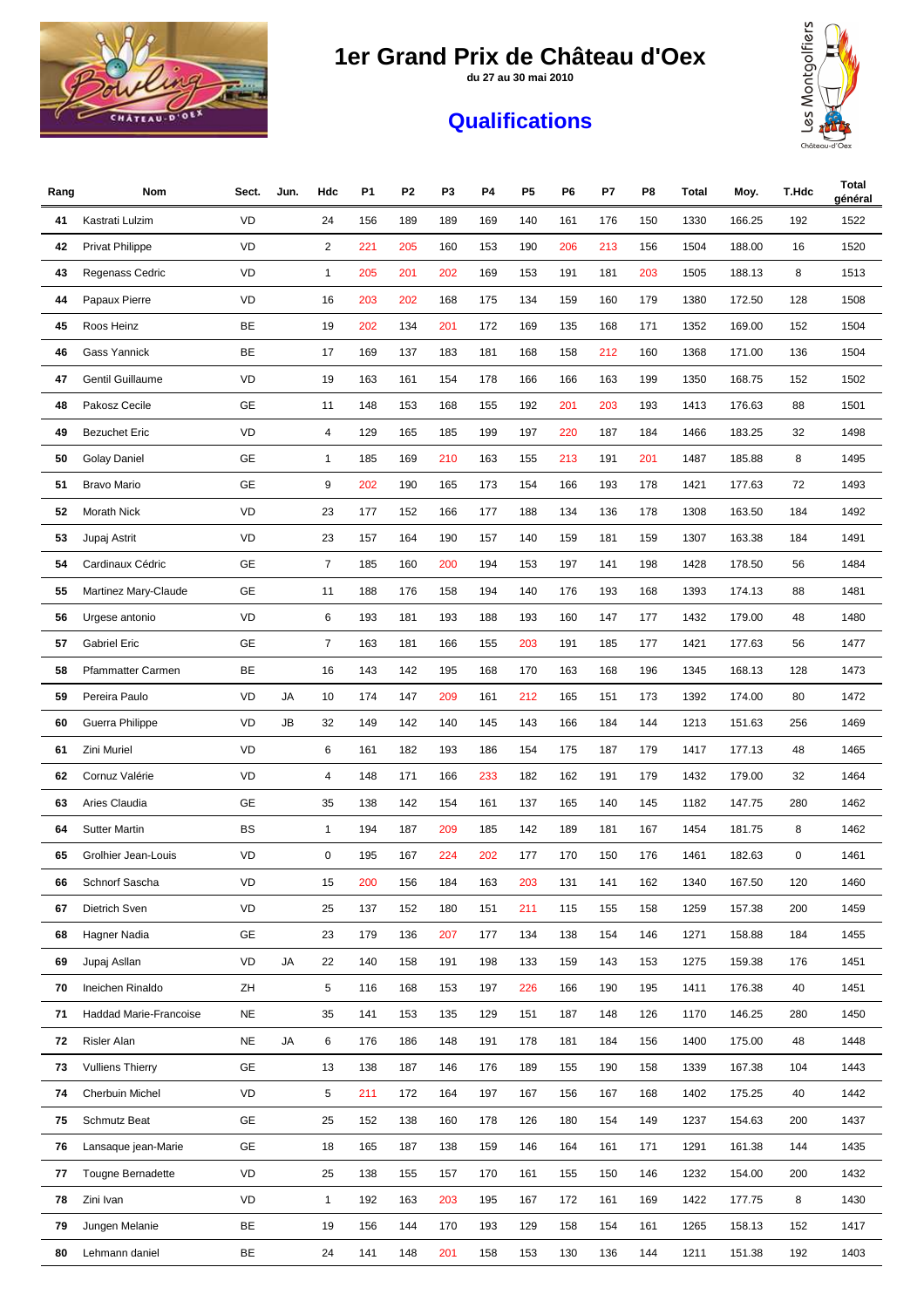# 1er Grand Prix de Château d'Oex

**du 27 au 30 mai 2010**

## Qualifications

| Rang | Nom | Sect. | Jun. | Hdc | P1 | P2 | P3 | P4 | P5 | P6 | P7 | P8 | Total | Moy. | T.Hdc | Total général |
|---|---|---|---|---|---|---|---|---|---|---|---|---|---|---|---|---|
| 41 | Kastrati Lulzim | VD | | 24 | 156 | 189 | 189 | 169 | 140 | 161 | 176 | 150 | 1330 | 166.25 | 192 | 1522 |
| 42 | Privat Philippe | VD | | 2 | 221 | 205 | 160 | 153 | 190 | 206 | 213 | 156 | 1504 | 188.00 | 16 | 1520 |
| 43 | Regenass Cedric | VD | | 1 | 205 | 201 | 202 | 169 | 153 | 191 | 181 | 203 | 1505 | 188.13 | 8 | 1513 |
| 44 | Papaux Pierre | VD | | 16 | 203 | 202 | 168 | 175 | 134 | 159 | 160 | 179 | 1380 | 172.50 | 128 | 1508 |
| 45 | Roos Heinz | BE | | 19 | 202 | 134 | 201 | 172 | 169 | 135 | 168 | 171 | 1352 | 169.00 | 152 | 1504 |
| 46 | Gass Yannick | BE | | 17 | 169 | 137 | 183 | 181 | 168 | 158 | 212 | 160 | 1368 | 171.00 | 136 | 1504 |
| 47 | Gentil Guillaume | VD | | 19 | 163 | 161 | 154 | 178 | 166 | 166 | 163 | 199 | 1350 | 168.75 | 152 | 1502 |
| 48 | Pakosz Cecile | GE | | 11 | 148 | 153 | 168 | 155 | 192 | 201 | 203 | 193 | 1413 | 176.63 | 88 | 1501 |
| 49 | Bezuchet Eric | VD | | 4 | 129 | 165 | 185 | 199 | 197 | 220 | 187 | 184 | 1466 | 183.25 | 32 | 1498 |
| 50 | Golay Daniel | GE | | 1 | 185 | 169 | 210 | 163 | 155 | 213 | 191 | 201 | 1487 | 185.88 | 8 | 1495 |
| 51 | Bravo Mario | GE | | 9 | 202 | 190 | 165 | 173 | 154 | 166 | 193 | 178 | 1421 | 177.63 | 72 | 1493 |
| 52 | Morath Nick | VD | | 23 | 177 | 152 | 166 | 177 | 188 | 134 | 136 | 178 | 1308 | 163.50 | 184 | 1492 |
| 53 | Jupaj Astrit | VD | | 23 | 157 | 164 | 190 | 157 | 140 | 159 | 181 | 159 | 1307 | 163.38 | 184 | 1491 |
| 54 | Cardinaux Cédric | GE | | 7 | 185 | 160 | 200 | 194 | 153 | 197 | 141 | 198 | 1428 | 178.50 | 56 | 1484 |
| 55 | Martinez Mary-Claude | GE | | 11 | 188 | 176 | 158 | 194 | 140 | 176 | 193 | 168 | 1393 | 174.13 | 88 | 1481 |
| 56 | Urgese antonio | VD | | 6 | 193 | 181 | 193 | 188 | 193 | 160 | 147 | 177 | 1432 | 179.00 | 48 | 1480 |
| 57 | Gabriel Eric | GE | | 7 | 163 | 181 | 166 | 155 | 203 | 191 | 185 | 177 | 1421 | 177.63 | 56 | 1477 |
| 58 | Pfammatter Carmen | BE | | 16 | 143 | 142 | 195 | 168 | 170 | 163 | 168 | 196 | 1345 | 168.13 | 128 | 1473 |
| 59 | Pereira Paulo | VD | JA | 10 | 174 | 147 | 209 | 161 | 212 | 165 | 151 | 173 | 1392 | 174.00 | 80 | 1472 |
| 60 | Guerra Philippe | VD | JB | 32 | 149 | 142 | 140 | 145 | 143 | 166 | 184 | 144 | 1213 | 151.63 | 256 | 1469 |
| 61 | Zini Muriel | VD | | 6 | 161 | 182 | 193 | 186 | 154 | 175 | 187 | 179 | 1417 | 177.13 | 48 | 1465 |
| 62 | Cornuz Valérie | VD | | 4 | 148 | 171 | 166 | 233 | 182 | 162 | 191 | 179 | 1432 | 179.00 | 32 | 1464 |
| 63 | Aries Claudia | GE | | 35 | 138 | 142 | 154 | 161 | 137 | 165 | 140 | 145 | 1182 | 147.75 | 280 | 1462 |
| 64 | Sutter Martin | BS | | 1 | 194 | 187 | 209 | 185 | 142 | 189 | 181 | 167 | 1454 | 181.75 | 8 | 1462 |
| 65 | Grolhier Jean-Louis | VD | | 0 | 195 | 167 | 224 | 202 | 177 | 170 | 150 | 176 | 1461 | 182.63 | 0 | 1461 |
| 66 | Schnorf Sascha | VD | | 15 | 200 | 156 | 184 | 163 | 203 | 131 | 141 | 162 | 1340 | 167.50 | 120 | 1460 |
| 67 | Dietrich Sven | VD | | 25 | 137 | 152 | 180 | 151 | 211 | 115 | 155 | 158 | 1259 | 157.38 | 200 | 1459 |
| 68 | Hagner Nadia | GE | | 23 | 179 | 136 | 207 | 177 | 134 | 138 | 154 | 146 | 1271 | 158.88 | 184 | 1455 |
| 69 | Jupaj Asllan | VD | JA | 22 | 140 | 158 | 191 | 198 | 133 | 159 | 143 | 153 | 1275 | 159.38 | 176 | 1451 |
| 70 | Ineichen Rinaldo | ZH | | 5 | 116 | 168 | 153 | 197 | 226 | 166 | 190 | 195 | 1411 | 176.38 | 40 | 1451 |
| 71 | Haddad Marie-Francoise | NE | | 35 | 141 | 153 | 135 | 129 | 151 | 187 | 148 | 126 | 1170 | 146.25 | 280 | 1450 |
| 72 | Risler Alan | NE | JA | 6 | 176 | 186 | 148 | 191 | 178 | 181 | 184 | 156 | 1400 | 175.00 | 48 | 1448 |
| 73 | Vulliens Thierry | GE | | 13 | 138 | 187 | 146 | 176 | 189 | 155 | 190 | 158 | 1339 | 167.38 | 104 | 1443 |
| 74 | Cherbuin Michel | VD | | 5 | 211 | 172 | 164 | 197 | 167 | 156 | 167 | 168 | 1402 | 175.25 | 40 | 1442 |
| 75 | Schmutz Beat | GE | | 25 | 152 | 138 | 160 | 178 | 126 | 180 | 154 | 149 | 1237 | 154.63 | 200 | 1437 |
| 76 | Lansaque jean-Marie | GE | | 18 | 165 | 187 | 138 | 159 | 146 | 164 | 161 | 171 | 1291 | 161.38 | 144 | 1435 |
| 77 | Tougne Bernadette | VD | | 25 | 138 | 155 | 157 | 170 | 161 | 155 | 150 | 146 | 1232 | 154.00 | 200 | 1432 |
| 78 | Zini Ivan | VD | | 1 | 192 | 163 | 203 | 195 | 167 | 172 | 161 | 169 | 1422 | 177.75 | 8 | 1430 |
| 79 | Jungen Melanie | BE | | 19 | 156 | 144 | 170 | 193 | 129 | 158 | 154 | 161 | 1265 | 158.13 | 152 | 1417 |
| 80 | Lehmann daniel | BE | | 24 | 141 | 148 | 201 | 158 | 153 | 130 | 136 | 144 | 1211 | 151.38 | 192 | 1403 |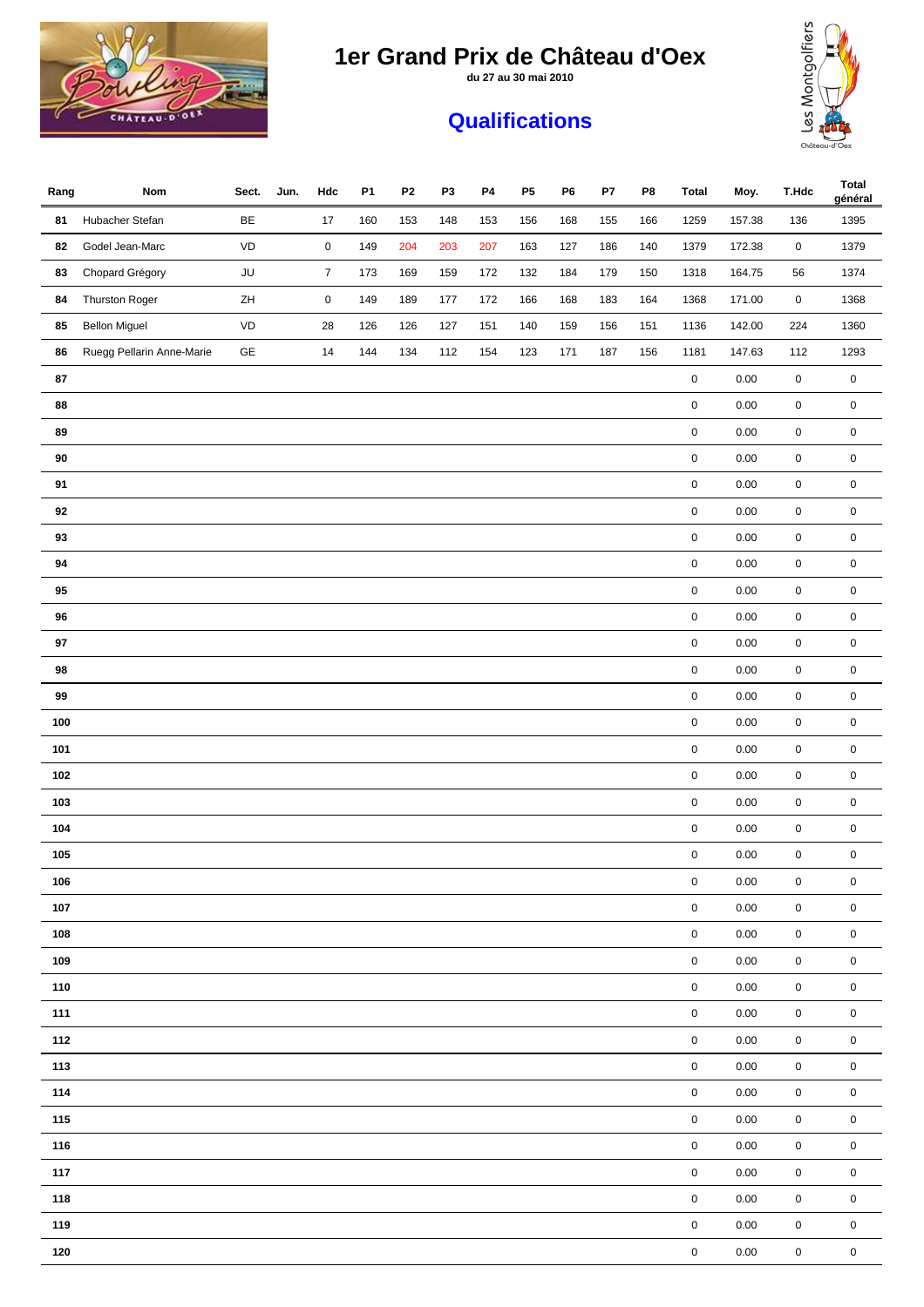# 1er Grand Prix de Château d'Oex

**du 27 au 30 mai 2010**

## Qualifications

| Rang | Nom | Sect. | Jun. | Hdc | P1 | P2 | P3 | P4 | P5 | P6 | P7 | P8 | Total | Moy. | T.Hdc | Total général |
|---|---|---|---|---|---|---|---|---|---|---|---|---|---|---|---|---|
| 81 | Hubacher Stefan | BE | | 17 | 160 | 153 | 148 | 153 | 156 | 168 | 155 | 166 | 1259 | 157.38 | 136 | 1395 |
| 82 | Godel Jean-Marc | VD | | 0 | 149 | 204 | 203 | 207 | 163 | 127 | 186 | 140 | 1379 | 172.38 | 0 | 1379 |
| 83 | Chopard Grégory | JU | | 7 | 173 | 169 | 159 | 172 | 132 | 184 | 179 | 150 | 1318 | 164.75 | 56 | 1374 |
| 84 | Thurston Roger | ZH | | 0 | 149 | 189 | 177 | 172 | 166 | 168 | 183 | 164 | 1368 | 171.00 | 0 | 1368 |
| 85 | Bellon Miguel | VD | | 28 | 126 | 126 | 127 | 151 | 140 | 159 | 156 | 151 | 1136 | 142.00 | 224 | 1360 |
| 86 | Ruegg Pellarin Anne-Marie | GE | | 14 | 144 | 134 | 112 | 154 | 123 | 171 | 187 | 156 | 1181 | 147.63 | 112 | 1293 |
| 87 | | | | | | | | | | | | | 0 | 0.00 | 0 | 0 |
| 88 | | | | | | | | | | | | | 0 | 0.00 | 0 | 0 |
| 89 | | | | | | | | | | | | | 0 | 0.00 | 0 | 0 |
| 90 | | | | | | | | | | | | | 0 | 0.00 | 0 | 0 |
| 91 | | | | | | | | | | | | | 0 | 0.00 | 0 | 0 |
| 92 | | | | | | | | | | | | | 0 | 0.00 | 0 | 0 |
| 93 | | | | | | | | | | | | | 0 | 0.00 | 0 | 0 |
| 94 | | | | | | | | | | | | | 0 | 0.00 | 0 | 0 |
| 95 | | | | | | | | | | | | | 0 | 0.00 | 0 | 0 |
| 96 | | | | | | | | | | | | | 0 | 0.00 | 0 | 0 |
| 97 | | | | | | | | | | | | | 0 | 0.00 | 0 | 0 |
| 98 | | | | | | | | | | | | | 0 | 0.00 | 0 | 0 |
| 99 | | | | | | | | | | | | | 0 | 0.00 | 0 | 0 |
| 100 | | | | | | | | | | | | | 0 | 0.00 | 0 | 0 |
| 101 | | | | | | | | | | | | | 0 | 0.00 | 0 | 0 |
| 102 | | | | | | | | | | | | | 0 | 0.00 | 0 | 0 |
| 103 | | | | | | | | | | | | | 0 | 0.00 | 0 | 0 |
| 104 | | | | | | | | | | | | | 0 | 0.00 | 0 | 0 |
| 105 | | | | | | | | | | | | | 0 | 0.00 | 0 | 0 |
| 106 | | | | | | | | | | | | | 0 | 0.00 | 0 | 0 |
| 107 | | | | | | | | | | | | | 0 | 0.00 | 0 | 0 |
| 108 | | | | | | | | | | | | | 0 | 0.00 | 0 | 0 |
| 109 | | | | | | | | | | | | | 0 | 0.00 | 0 | 0 |
| 110 | | | | | | | | | | | | | 0 | 0.00 | 0 | 0 |
| 111 | | | | | | | | | | | | | 0 | 0.00 | 0 | 0 |
| 112 | | | | | | | | | | | | | 0 | 0.00 | 0 | 0 |
| 113 | | | | | | | | | | | | | 0 | 0.00 | 0 | 0 |
| 114 | | | | | | | | | | | | | 0 | 0.00 | 0 | 0 |
| 115 | | | | | | | | | | | | | 0 | 0.00 | 0 | 0 |
| 116 | | | | | | | | | | | | | 0 | 0.00 | 0 | 0 |
| 117 | | | | | | | | | | | | | 0 | 0.00 | 0 | 0 |
| 118 | | | | | | | | | | | | | 0 | 0.00 | 0 | 0 |
| 119 | | | | | | | | | | | | | 0 | 0.00 | 0 | 0 |
| 120 | | | | | | | | | | | | | 0 | 0.00 | 0 | 0 |